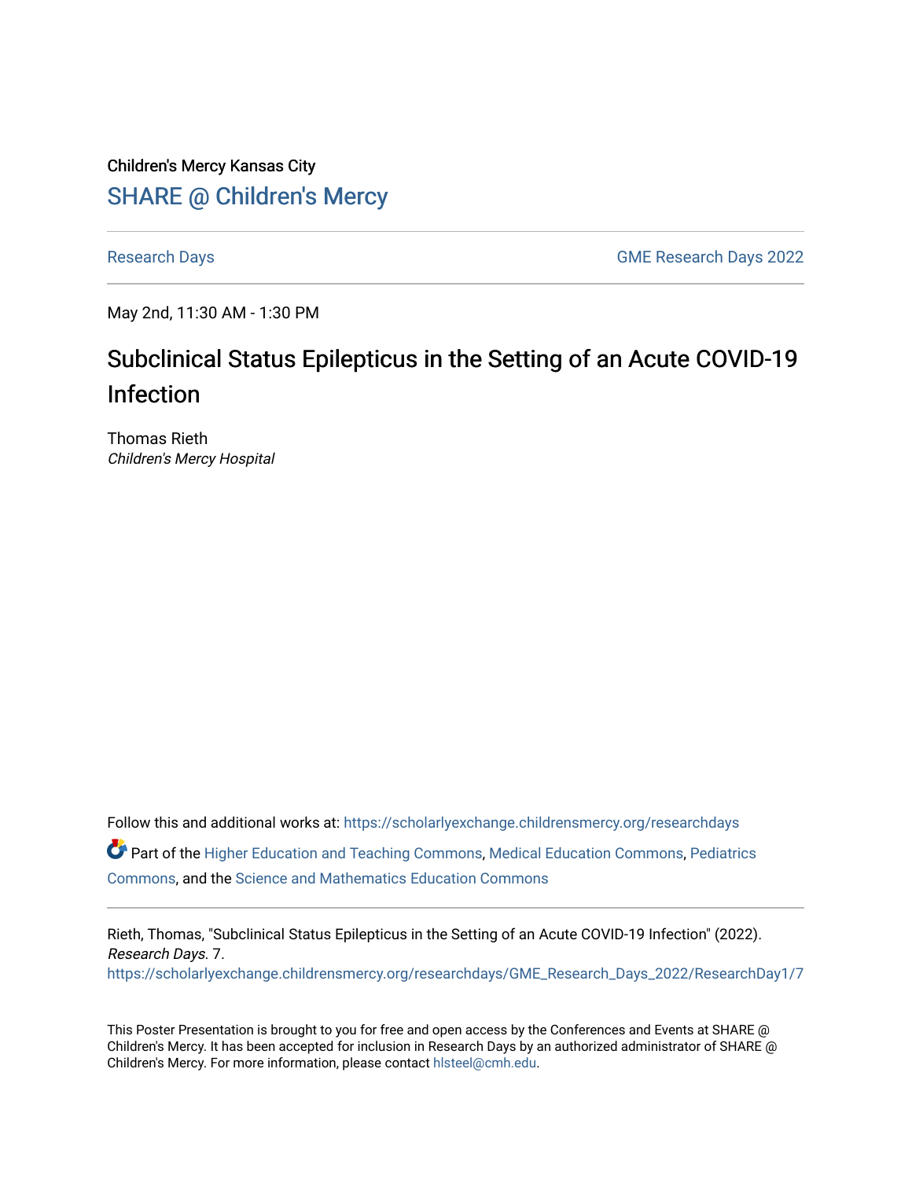Children's Mercy Kansas City

SHARE @ Children's Mercy

Research Days | GME Research Days 2022

May 2nd, 11:30 AM - 1:30 PM

# Subclinical Status Epilepticus in the Setting of an Acute COVID-19 Infection

Thomas Rieth
*Children's Mercy Hospital*

Follow this and additional works at: https://scholarlyexchange.childrensmercy.org/researchdays

Part of the Higher Education and Teaching Commons, Medical Education Commons, Pediatrics Commons, and the Science and Mathematics Education Commons

Rieth, Thomas, "Subclinical Status Epilepticus in the Setting of an Acute COVID-19 Infection" (2022). *Research Days*. 7.
https://scholarlyexchange.childrensmercy.org/researchdays/GME_Research_Days_2022/ResearchDay1/7

This Poster Presentation is brought to you for free and open access by the Conferences and Events at SHARE @ Children's Mercy. It has been accepted for inclusion in Research Days by an authorized administrator of SHARE @ Children's Mercy. For more information, please contact hlsteel@cmh.edu.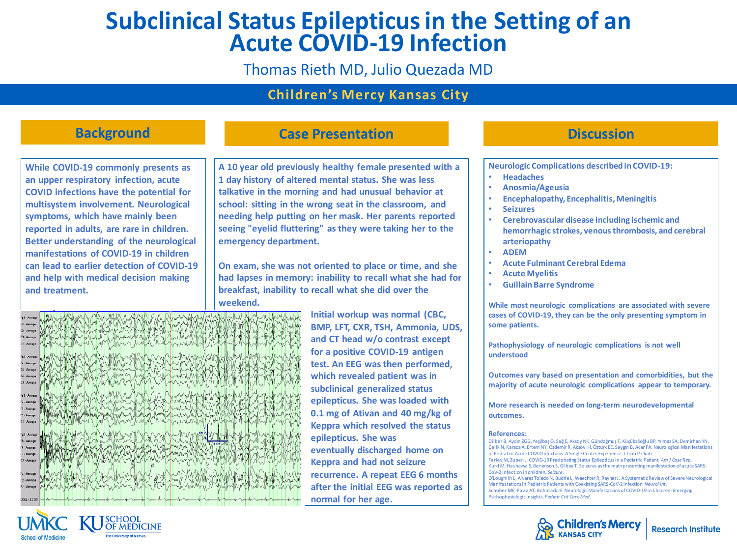# Subclinical Status Epilepticus in the Setting of an Acute COVID-19 Infection

Thomas Rieth MD, Julio Quezada MD

**Children's Mercy Kansas City**

## Background

**While COVID-19 commonly presents as an upper respiratory infection, acute COVID infections have the potential for multisystem involvement. Neurological symptoms, which have mainly been reported in adults, are rare in children. Better understanding of the neurological manifestations of COVID-19 in children can lead to earlier detection of COVID-19 and help with medical decision making and treatment.**

## Case Presentation

**A 10 year old previously healthy female presented with a 1 day history of altered mental status. She was less talkative in the morning and had unusual behavior at school: sitting in the wrong seat in the classroom, and needing help putting on her mask. Her parents reported seeing "eyelid fluttering" as they were taking her to the emergency department.**

**On exam, she was not oriented to place or time, and she had lapses in memory: inability to recall what she had for breakfast, inability to recall what she did over the weekend.**

Fp1 - Average
F3 - Average
C3 - Average
P3 - Average
O1 - Average
Fp2 - Average
F4 - Average
C4 - Average
P4 - Average
O2 - Average
Fp1 - Average
F7 - Average
T3 - Average
T5 - Average
O1 - Average
Fp2 - Average
F8 - Average
T4 - Average
T6 - Average
O2 - Average
Fz - Average
Cz - Average
Pz - Average
ECGL - ECGR
400 uV
1 sec

**Initial workup was normal (CBC, BMP, LFT, CXR, TSH, Ammonia, UDS, and CT head w/o contrast except for a positive COVID-19 antigen test. An EEG was then performed, which revealed patient was in subclinical generalized status epilepticus. She was loaded with 0.1 mg of Ativan and 40 mg/kg of Keppra which resolved the status epilepticus. She was eventually discharged home on Keppra and had not seizure recurrence. A repeat EEG 6 months after the initial EEG was reported as normal for her age.**

## Discussion

**Neurologic Complications described in COVID-19:**

- **Headaches**
- **Anosmia/Ageusia**
- **Encephalopathy, Encephalitis, Meningitis**
- **Seizures**
- **Cerebrovascular disease including ischemic and hemorrhagic strokes, venous thrombosis, and cerebral arteriopathy**
- **ADEM**
- **Acute Fulminant Cerebral Edema**
- **Acute Myelitis**
- **Guillain Barre Syndrome**

**While most neurologic complications are associated with severe cases of COVID-19, they can be the only presenting symptom in some patients.**

**Pathophysiology of neurologic complications is not well understood**

**Outcomes vary based on presentation and comorbidities, but the majority of acute neurologic complications appear to temporary.**

**More research is needed on long-term neurodevelopmental outcomes.**

**References:**

Dilber B, Aydın ZGG, Yeşilbaş O, Sağ E, Aksoy NK, Gündoğmuş F, Küçükalioğlu BP, Yılmaz SA, Demirhan YN, Çelik N, Karaca A, Ertem NY, Özdemir R, Aksoy HI, Öztürk EE, Saygın B, Acar FA. Neurological Manifestations of Pediatric Acute COVID Infections: A Single Center Experience. J Trop Pediatr.

Farley M, Zuberi J. COVID-19 Precipitating Status Epilepticus in a Pediatric Patient. *Am J Case Rep*.

Kurd M, Hashavya S, Benenson S, Gilboa T. Seizures as the main presenting manifestation of acute SARS-CoV-2 infection in children. *Seizure*.

O'Loughlin L, Alvarez Toledo N, Budrie L, Waechter R, Rayner J. A Systematic Review of Severe Neurological Manifestations in Pediatric Patients with Coexisting SARS-CoV-2 Infection. *Neurol Int*.

Schober ME, Pavia AT, Bohnsack JF. Neurologic Manifestations of COVID-19 in Children: Emerging Pathophysiologic Insights. *Pediatr Crit Care Med*.

UMKC School of Medicine | KU School of Medicine, The University of Kansas | Children's Mercy Kansas City Research Institute